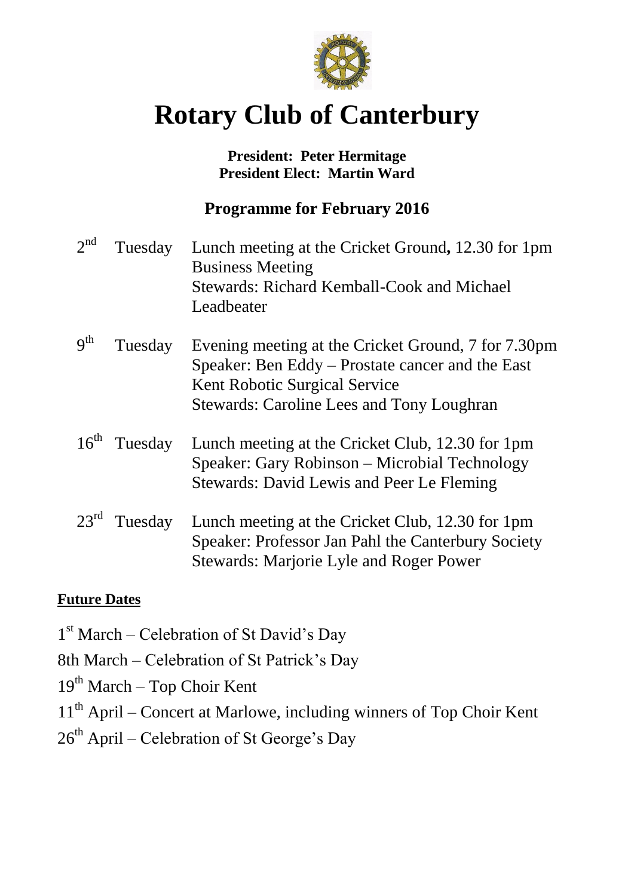# Rotary Club of Canterbury

**President: Peter Hermitage**
**President Elect: Martin Ward**

## Programme for February 2016

| | | |
|---|---|---|
| 2nd | Tuesday | Lunch meeting at the Cricket Ground**,** 12.30 for 1pm<br>Business Meeting<br>Stewards: Richard Kemball-Cook and Michael Leadbeater |
| 9th | Tuesday | Evening meeting at the Cricket Ground, 7 for 7.30pm<br>Speaker: Ben Eddy – Prostate cancer and the East Kent Robotic Surgical Service<br>Stewards: Caroline Lees and Tony Loughran |
| 16th | Tuesday | Lunch meeting at the Cricket Club, 12.30 for 1pm<br>Speaker: Gary Robinson – Microbial Technology<br>Stewards: David Lewis and Peer Le Fleming |
| 23rd | Tuesday | Lunch meeting at the Cricket Club, 12.30 for 1pm<br>Speaker: Professor Jan Pahl the Canterbury Society<br>Stewards: Marjorie Lyle and Roger Power |

**Future Dates**

1st March – Celebration of St David's Day

8th March – Celebration of St Patrick's Day

19th March – Top Choir Kent

11th April – Concert at Marlowe, including winners of Top Choir Kent

26th April – Celebration of St George's Day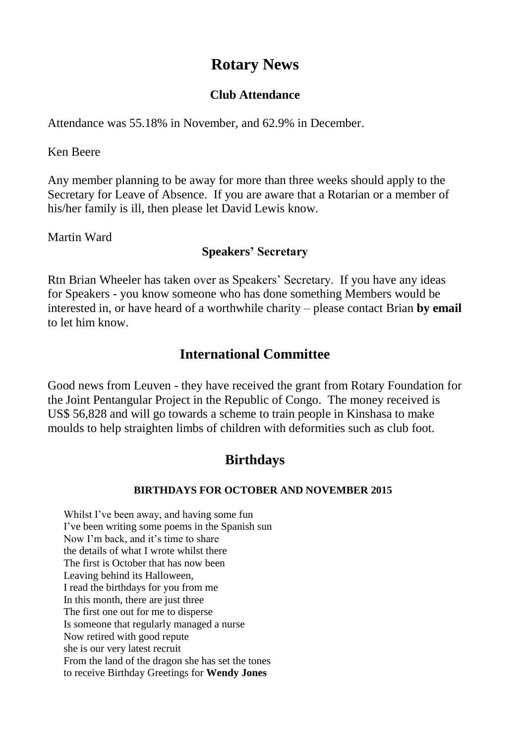# Rotary News

### Club Attendance

Attendance was 55.18% in November, and 62.9% in December.

Ken Beere

Any member planning to be away for more than three weeks should apply to the Secretary for Leave of Absence. If you are aware that a Rotarian or a member of his/her family is ill, then please let David Lewis know.

Martin Ward

### Speakers' Secretary

Rtn Brian Wheeler has taken over as Speakers' Secretary. If you have any ideas for Speakers - you know someone who has done something Members would be interested in, or have heard of a worthwhile charity – please contact Brian **by email** to let him know.

## International Committee

Good news from Leuven - they have received the grant from Rotary Foundation for the Joint Pentangular Project in the Republic of Congo. The money received is US$ 56,828 and will go towards a scheme to train people in Kinshasa to make moulds to help straighten limbs of children with deformities such as club foot.

## Birthdays

#### BIRTHDAYS FOR OCTOBER AND NOVEMBER 2015

Whilst I've been away, and having some fun
I've been writing some poems in the Spanish sun
Now I'm back, and it's time to share
the details of what I wrote whilst there
The first is October that has now been
Leaving behind its Halloween,
I read the birthdays for you from me
In this month, there are just three
The first one out for me to disperse
Is someone that regularly managed a nurse
Now retired with good repute
she is our very latest recruit
From the land of the dragon she has set the tones
to receive Birthday Greetings for **Wendy Jones**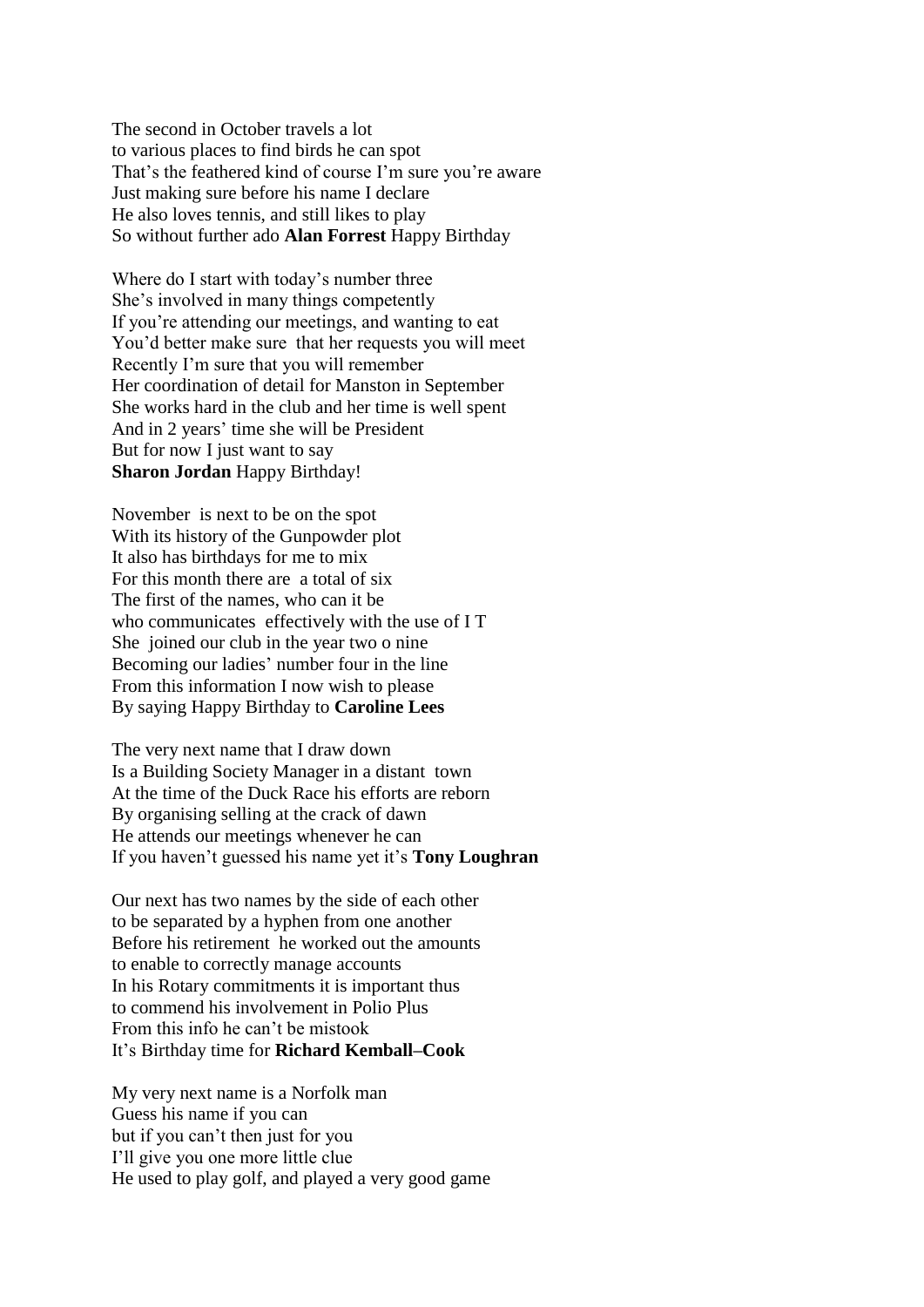The second in October travels a lot
to various places to find birds he can spot
That's the feathered kind of course I'm sure you're aware
Just making sure before his name I declare
He also loves tennis, and still likes to play
So without further ado **Alan Forrest** Happy Birthday

Where do I start with today's number three
She's involved in many things competently
If you're attending our meetings, and wanting to eat
You'd better make sure that her requests you will meet
Recently I'm sure that you will remember
Her coordination of detail for Manston in September
She works hard in the club and her time is well spent
And in 2 years' time she will be President
But for now I just want to say
**Sharon Jordan** Happy Birthday!

November is next to be on the spot
With its history of the Gunpowder plot
It also has birthdays for me to mix
For this month there are a total of six
The first of the names, who can it be
who communicates effectively with the use of I T
She joined our club in the year two o nine
Becoming our ladies' number four in the line
From this information I now wish to please
By saying Happy Birthday to **Caroline Lees**

The very next name that I draw down
Is a Building Society Manager in a distant town
At the time of the Duck Race his efforts are reborn
By organising selling at the crack of dawn
He attends our meetings whenever he can
If you haven't guessed his name yet it's **Tony Loughran**

Our next has two names by the side of each other
to be separated by a hyphen from one another
Before his retirement he worked out the amounts
to enable to correctly manage accounts
In his Rotary commitments it is important thus
to commend his involvement in Polio Plus
From this info he can't be mistook
It's Birthday time for **Richard Kemball–Cook**

My very next name is a Norfolk man
Guess his name if you can
but if you can't then just for you
I'll give you one more little clue
He used to play golf, and played a very good game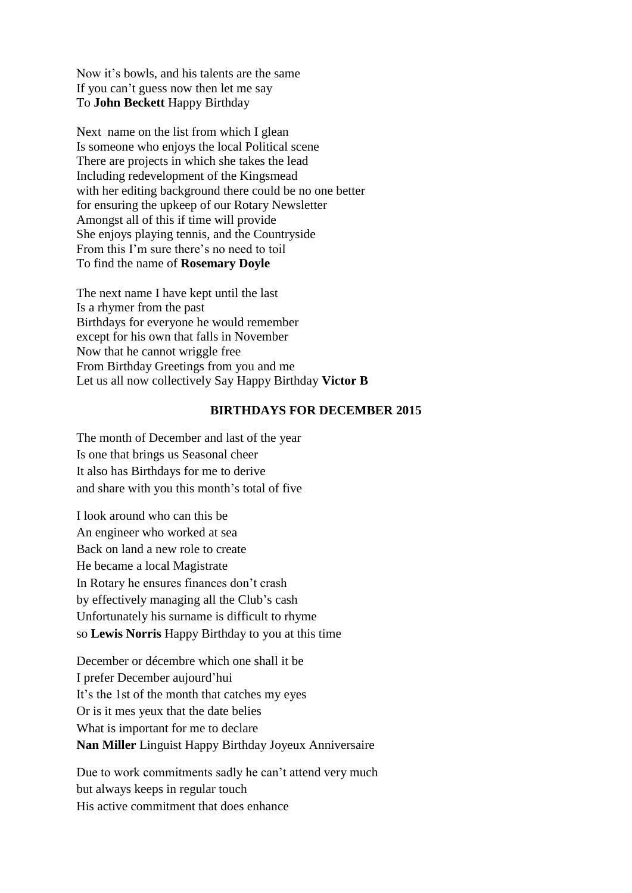Now it's bowls, and his talents are the same
If you can't guess now then let me say
To **John Beckett** Happy Birthday

Next name on the list from which I glean
Is someone who enjoys the local Political scene
There are projects in which she takes the lead
Including redevelopment of the Kingsmead
with her editing background there could be no one better
for ensuring the upkeep of our Rotary Newsletter
Amongst all of this if time will provide
She enjoys playing tennis, and the Countryside
From this I'm sure there's no need to toil
To find the name of **Rosemary Doyle**

The next name I have kept until the last
Is a rhymer from the past
Birthdays for everyone he would remember
except for his own that falls in November
Now that he cannot wriggle free
From Birthday Greetings from you and me
Let us all now collectively Say Happy Birthday **Victor B**

**BIRTHDAYS FOR DECEMBER 2015**

The month of December and last of the year
Is one that brings us Seasonal cheer
It also has Birthdays for me to derive
and share with you this month's total of five

I look around who can this be
An engineer who worked at sea
Back on land a new role to create
He became a local Magistrate
In Rotary he ensures finances don't crash
by effectively managing all the Club's cash
Unfortunately his surname is difficult to rhyme
so **Lewis Norris** Happy Birthday to you at this time

December or décembre which one shall it be
I prefer December aujourd'hui
It's the 1st of the month that catches my eyes
Or is it mes yeux that the date belies
What is important for me to declare
**Nan Miller** Linguist Happy Birthday Joyeux Anniversaire

Due to work commitments sadly he can't attend very much
but always keeps in regular touch
His active commitment that does enhance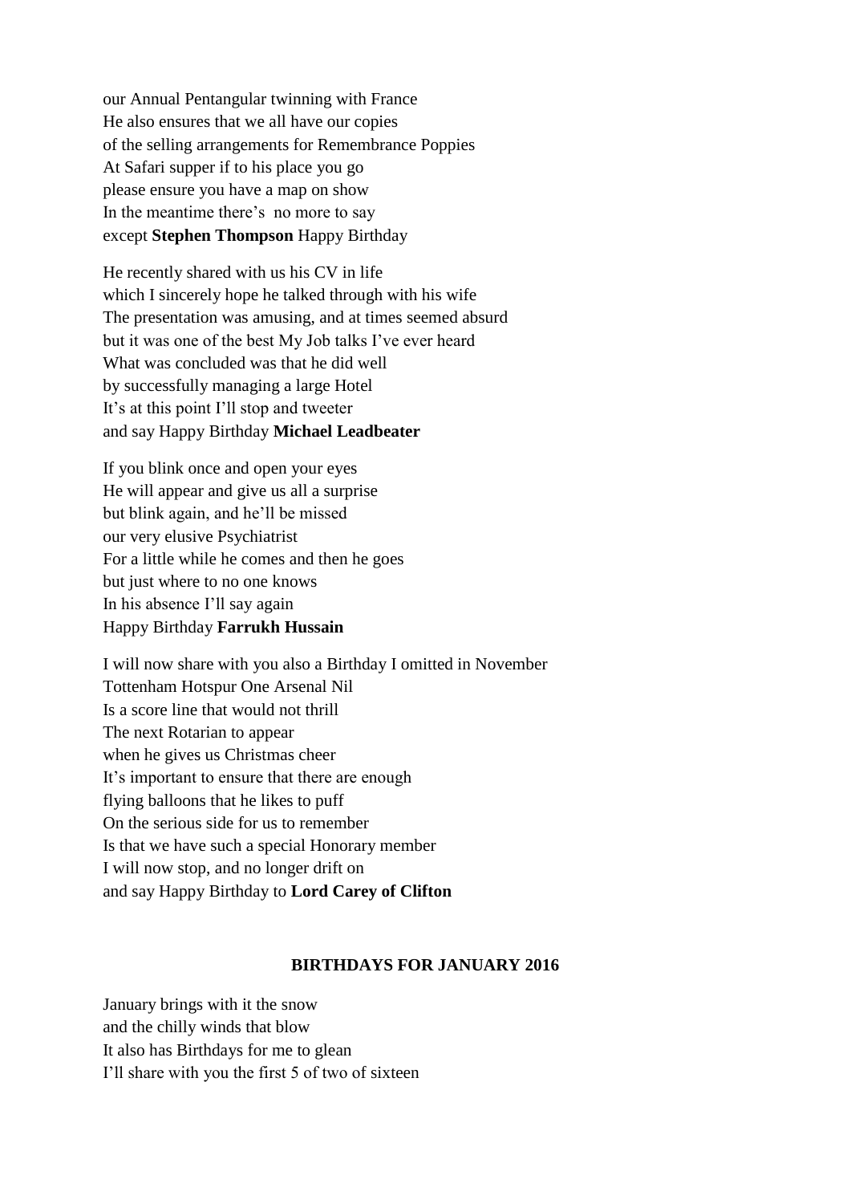our Annual Pentangular twinning with France
He also ensures that we all have our copies
of the selling arrangements for Remembrance Poppies
At Safari supper if to his place you go
please ensure you have a map on show
In the meantime there's no more to say
except **Stephen Thompson** Happy Birthday

He recently shared with us his CV in life
which I sincerely hope he talked through with his wife
The presentation was amusing, and at times seemed absurd
but it was one of the best My Job talks I've ever heard
What was concluded was that he did well
by successfully managing a large Hotel
It's at this point I'll stop and tweeter
and say Happy Birthday **Michael Leadbeater**

If you blink once and open your eyes
He will appear and give us all a surprise
but blink again, and he'll be missed
our very elusive Psychiatrist
For a little while he comes and then he goes
but just where to no one knows
In his absence I'll say again
Happy Birthday **Farrukh Hussain**

I will now share with you also a Birthday I omitted in November
Tottenham Hotspur One Arsenal Nil
Is a score line that would not thrill
The next Rotarian to appear
when he gives us Christmas cheer
It's important to ensure that there are enough
flying balloons that he likes to puff
On the serious side for us to remember
Is that we have such a special Honorary member
I will now stop, and no longer drift on
and say Happy Birthday to **Lord Carey of Clifton**

## BIRTHDAYS FOR JANUARY 2016

January brings with it the snow
and the chilly winds that blow
It also has Birthdays for me to glean
I'll share with you the first 5 of two of sixteen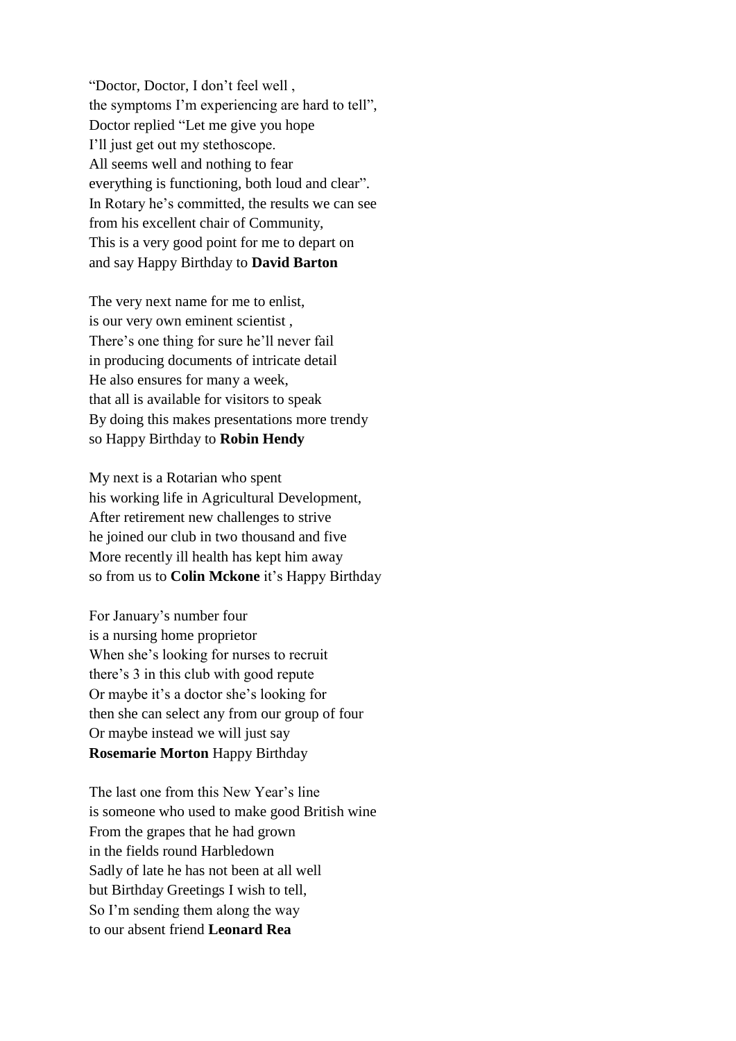"Doctor, Doctor, I don't feel well ,  
the symptoms I'm experiencing are hard to tell",  
Doctor replied "Let me give you hope  
I'll just get out my stethoscope.  
All seems well and nothing to fear  
everything is functioning, both loud and clear".  
In Rotary he's committed, the results we can see  
from his excellent chair of Community,  
This is a very good point for me to depart on  
and say Happy Birthday to **David Barton**

The very next name for me to enlist,  
is our very own eminent scientist ,  
There's one thing for sure he'll never fail  
in producing documents of intricate detail  
He also ensures for many a week,  
that all is available for visitors to speak  
By doing this makes presentations more trendy  
so Happy Birthday to **Robin Hendy**

My next is a Rotarian who spent  
his working life in Agricultural Development,  
After retirement new challenges to strive  
he joined our club in two thousand and five  
More recently ill health has kept him away  
so from us to **Colin Mckone** it's Happy Birthday

For January's number four  
is a nursing home proprietor  
When she's looking for nurses to recruit  
there's 3 in this club with good repute  
Or maybe it's a doctor she's looking for  
then she can select any from our group of four  
Or maybe instead we will just say  
**Rosemarie Morton** Happy Birthday

The last one from this New Year's line  
is someone who used to make good British wine  
From the grapes that he had grown  
in the fields round Harbledown  
Sadly of late he has not been at all well  
but Birthday Greetings I wish to tell,  
So I'm sending them along the way  
to our absent friend **Leonard Rea**